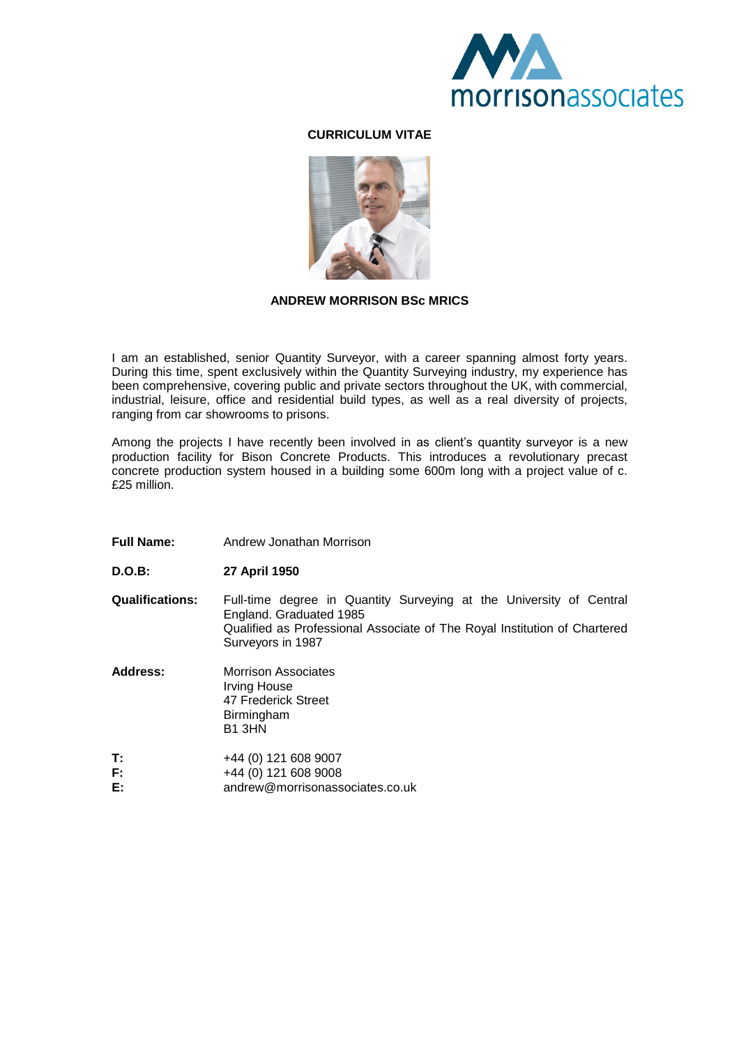**CURRICULUM VITAE**

**ANDREW MORRISON BSc MRICS**

I am an established, senior Quantity Surveyor, with a career spanning almost forty years. During this time, spent exclusively within the Quantity Surveying industry, my experience has been comprehensive, covering public and private sectors throughout the UK, with commercial, industrial, leisure, office and residential build types, as well as a real diversity of projects, ranging from car showrooms to prisons.

Among the projects I have recently been involved in as client's quantity surveyor is a new production facility for Bison Concrete Products. This introduces a revolutionary precast concrete production system housed in a building some 600m long with a project value of c. £25 million.

**Full Name:** Andrew Jonathan Morrison

**D.O.B:** **27 April 1950**

**Qualifications:** Full-time degree in Quantity Surveying at the University of Central England. Graduated 1985
Qualified as Professional Associate of The Royal Institution of Chartered Surveyors in 1987

**Address:** Morrison Associates
Irving House
47 Frederick Street
Birmingham
B1 3HN

**T:** +44 (0) 121 608 9007
**F:** +44 (0) 121 608 9008
**E:** andrew@morrisonassociates.co.uk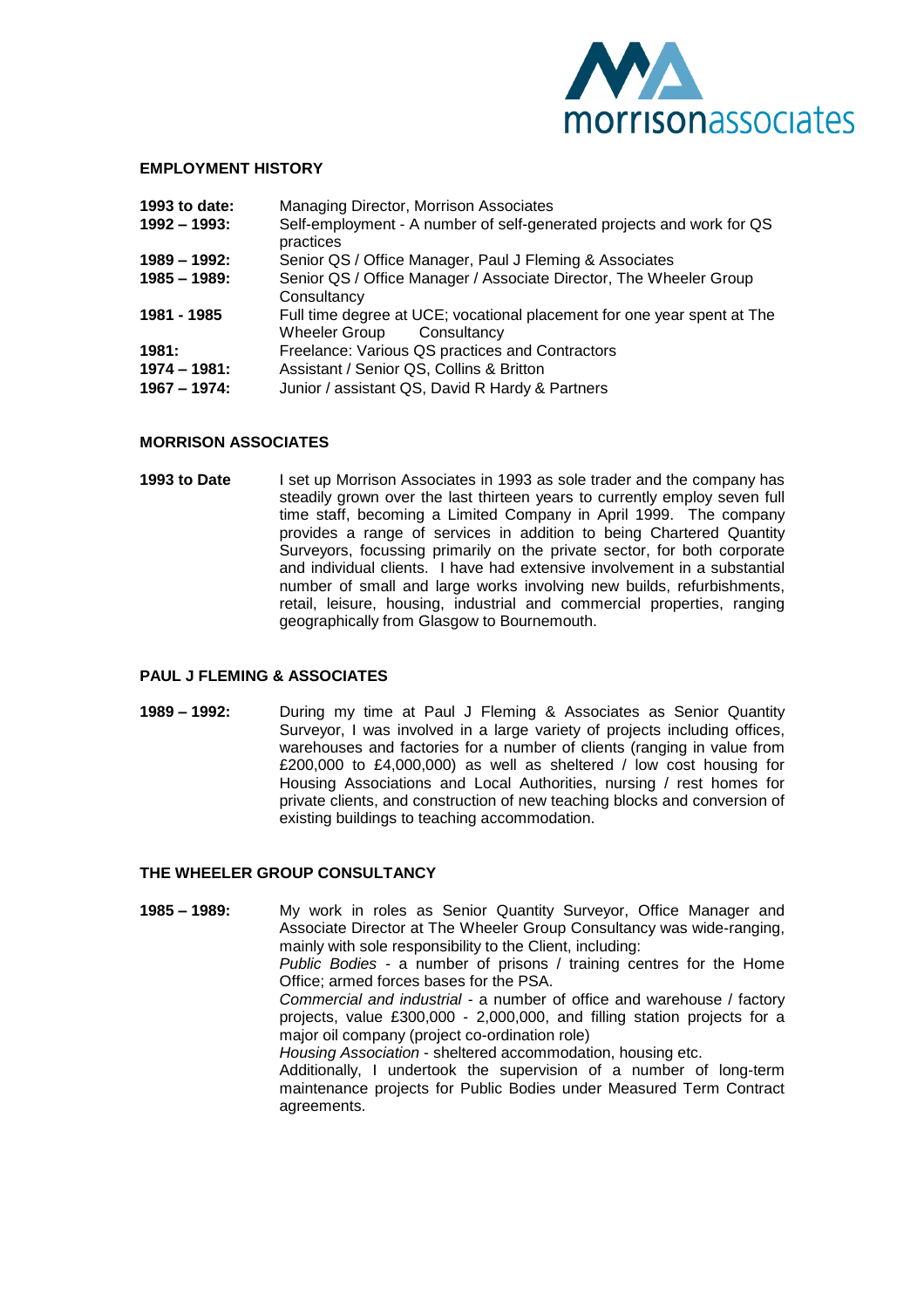## EMPLOYMENT HISTORY

| | |
|---|---|
| **1993 to date:** | Managing Director, Morrison Associates |
| **1992 – 1993:** | Self-employment - A number of self-generated projects and work for QS practices |
| **1989 – 1992:** | Senior QS / Office Manager, Paul J Fleming & Associates |
| **1985 – 1989:** | Senior QS / Office Manager / Associate Director, The Wheeler Group Consultancy |
| **1981 - 1985** | Full time degree at UCE; vocational placement for one year spent at The Wheeler Group Consultancy |
| **1981:** | Freelance: Various QS practices and Contractors |
| **1974 – 1981:** | Assistant / Senior QS, Collins & Britton |
| **1967 – 1974:** | Junior / assistant QS, David R Hardy & Partners |

## MORRISON ASSOCIATES

**1993 to Date** I set up Morrison Associates in 1993 as sole trader and the company has steadily grown over the last thirteen years to currently employ seven full time staff, becoming a Limited Company in April 1999. The company provides a range of services in addition to being Chartered Quantity Surveyors, focussing primarily on the private sector, for both corporate and individual clients. I have had extensive involvement in a substantial number of small and large works involving new builds, refurbishments, retail, leisure, housing, industrial and commercial properties, ranging geographically from Glasgow to Bournemouth.

## PAUL J FLEMING & ASSOCIATES

**1989 – 1992:** During my time at Paul J Fleming & Associates as Senior Quantity Surveyor, I was involved in a large variety of projects including offices, warehouses and factories for a number of clients (ranging in value from £200,000 to £4,000,000) as well as sheltered / low cost housing for Housing Associations and Local Authorities, nursing / rest homes for private clients, and construction of new teaching blocks and conversion of existing buildings to teaching accommodation.

## THE WHEELER GROUP CONSULTANCY

**1985 – 1989:** My work in roles as Senior Quantity Surveyor, Office Manager and Associate Director at The Wheeler Group Consultancy was wide-ranging, mainly with sole responsibility to the Client, including:

*Public Bodies* - a number of prisons / training centres for the Home Office; armed forces bases for the PSA.

*Commercial and industrial* - a number of office and warehouse / factory projects, value £300,000 - 2,000,000, and filling station projects for a major oil company (project co-ordination role)

*Housing Association* - sheltered accommodation, housing etc.

Additionally, I undertook the supervision of a number of long-term maintenance projects for Public Bodies under Measured Term Contract agreements.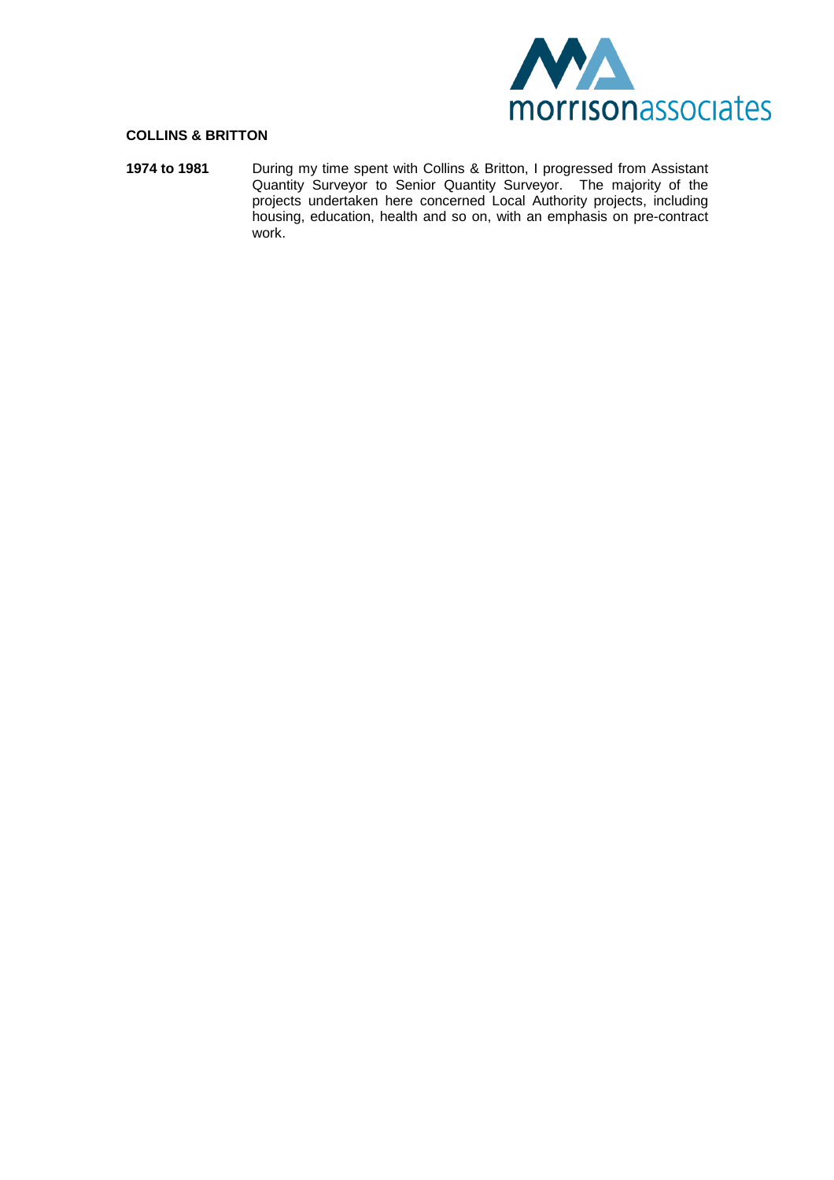**COLLINS & BRITTON**

**1974 to 1981** During my time spent with Collins & Britton, I progressed from Assistant Quantity Surveyor to Senior Quantity Surveyor. The majority of the projects undertaken here concerned Local Authority projects, including housing, education, health and so on, with an emphasis on pre-contract work.